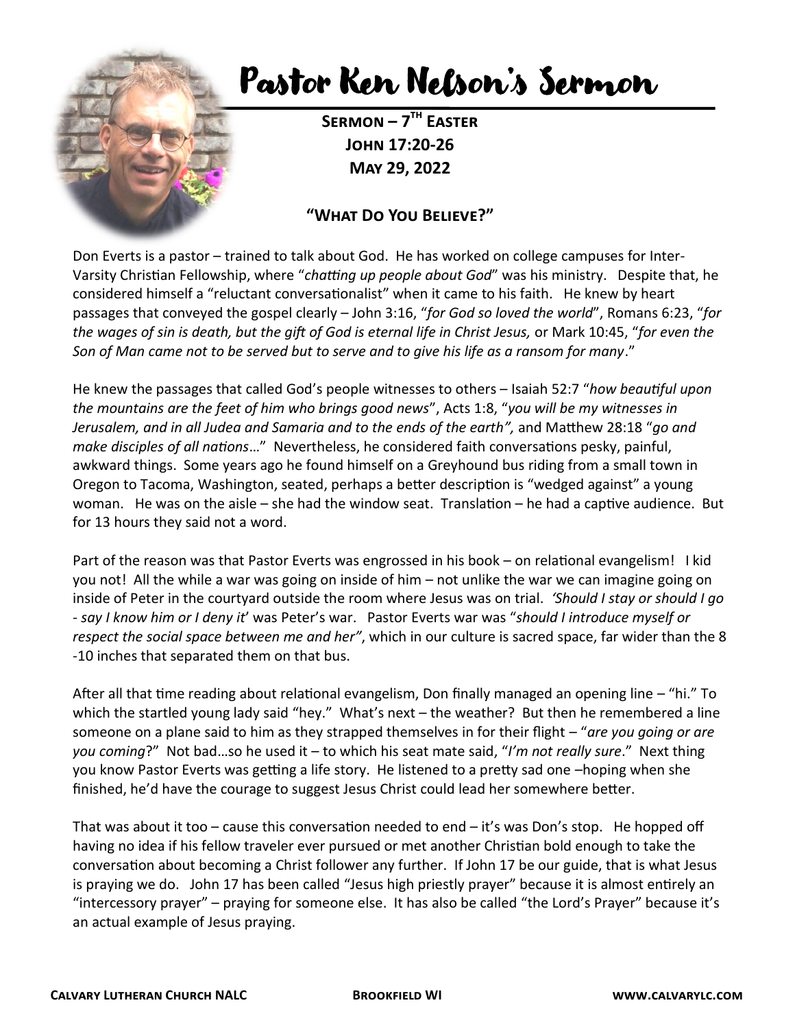# Pastor Ken Nelson's Sermon

**Sermon – 7th Easter**
**John 17:20-26**
**May 29, 2022**

**"What Do You Believe?"**

Don Everts is a pastor – trained to talk about God. He has worked on college campuses for Inter-Varsity Christian Fellowship, where "*chatting up people about God*" was his ministry. Despite that, he considered himself a "reluctant conversationalist" when it came to his faith. He knew by heart passages that conveyed the gospel clearly – John 3:16, "*for God so loved the world*", Romans 6:23, "*for the wages of sin is death, but the gift of God is eternal life in Christ Jesus,* or Mark 10:45, "*for even the Son of Man came not to be served but to serve and to give his life as a ransom for many*."

He knew the passages that called God's people witnesses to others – Isaiah 52:7 "*how beautiful upon the mountains are the feet of him who brings good news*", Acts 1:8, "*you will be my witnesses in Jerusalem, and in all Judea and Samaria and to the ends of the earth",* and Matthew 28:18 "*go and make disciples of all nations*…" Nevertheless, he considered faith conversations pesky, painful, awkward things. Some years ago he found himself on a Greyhound bus riding from a small town in Oregon to Tacoma, Washington, seated, perhaps a better description is "wedged against" a young woman. He was on the aisle – she had the window seat. Translation – he had a captive audience. But for 13 hours they said not a word.

Part of the reason was that Pastor Everts was engrossed in his book – on relational evangelism! I kid you not! All the while a war was going on inside of him – not unlike the war we can imagine going on inside of Peter in the courtyard outside the room where Jesus was on trial. *'Should I stay or should I go - say I know him or I deny it*' was Peter's war. Pastor Everts war was "*should I introduce myself or respect the social space between me and her"*, which in our culture is sacred space, far wider than the 8 -10 inches that separated them on that bus.

After all that time reading about relational evangelism, Don finally managed an opening line – "hi." To which the startled young lady said "hey." What's next – the weather? But then he remembered a line someone on a plane said to him as they strapped themselves in for their flight – "*are you going or are you coming*?" Not bad…so he used it – to which his seat mate said, "*I'm not really sure*." Next thing you know Pastor Everts was getting a life story. He listened to a pretty sad one –hoping when she finished, he'd have the courage to suggest Jesus Christ could lead her somewhere better.

That was about it too – cause this conversation needed to end – it's was Don's stop. He hopped off having no idea if his fellow traveler ever pursued or met another Christian bold enough to take the conversation about becoming a Christ follower any further. If John 17 be our guide, that is what Jesus is praying we do. John 17 has been called "Jesus high priestly prayer" because it is almost entirely an "intercessory prayer" – praying for someone else. It has also be called "the Lord's Prayer" because it's an actual example of Jesus praying.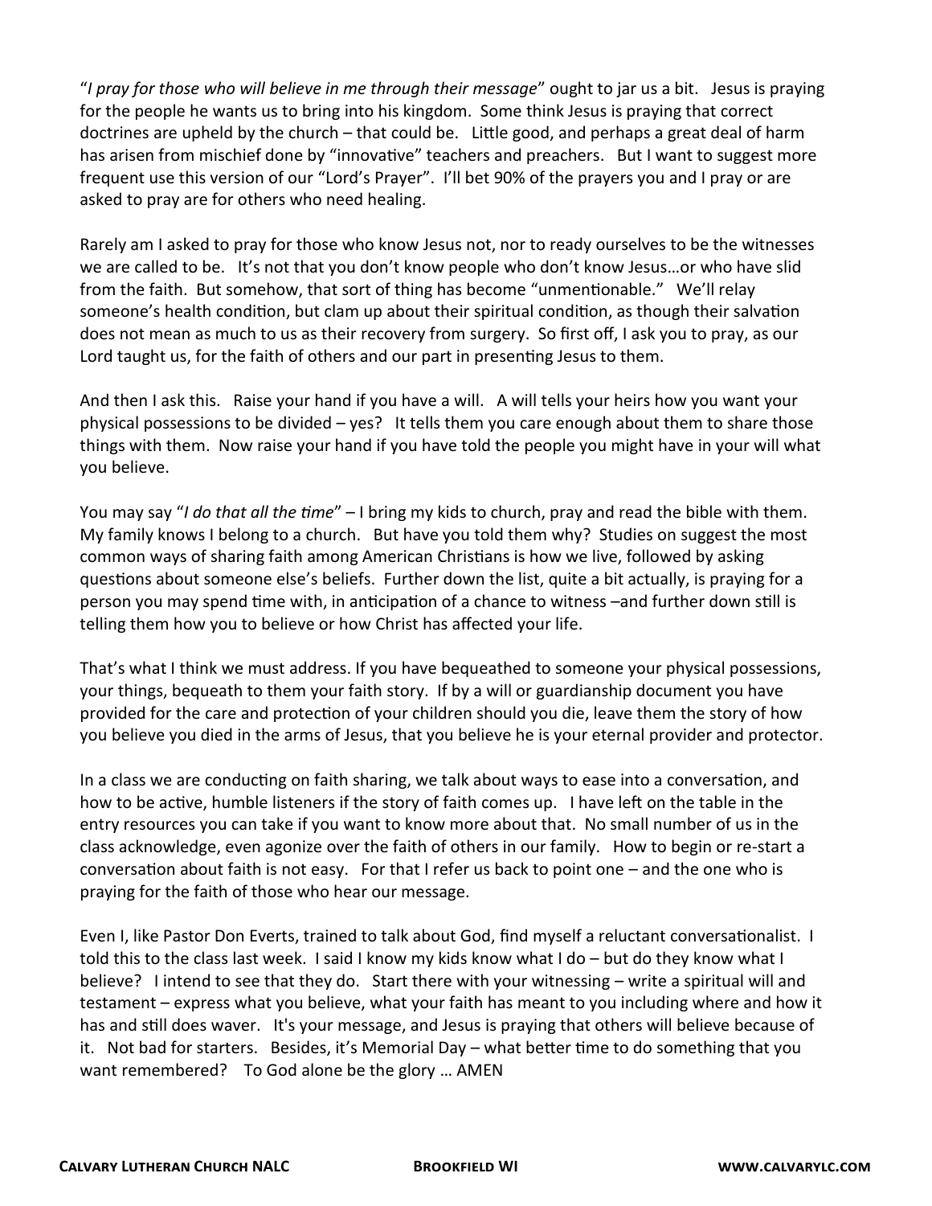"*I pray for those who will believe in me through their message*" ought to jar us a bit. Jesus is praying for the people he wants us to bring into his kingdom. Some think Jesus is praying that correct doctrines are upheld by the church – that could be. Little good, and perhaps a great deal of harm has arisen from mischief done by "innovative" teachers and preachers. But I want to suggest more frequent use this version of our "Lord's Prayer". I'll bet 90% of the prayers you and I pray or are asked to pray are for others who need healing.

Rarely am I asked to pray for those who know Jesus not, nor to ready ourselves to be the witnesses we are called to be. It's not that you don't know people who don't know Jesus…or who have slid from the faith. But somehow, that sort of thing has become "unmentionable." We'll relay someone's health condition, but clam up about their spiritual condition, as though their salvation does not mean as much to us as their recovery from surgery. So first off, I ask you to pray, as our Lord taught us, for the faith of others and our part in presenting Jesus to them.

And then I ask this. Raise your hand if you have a will. A will tells your heirs how you want your physical possessions to be divided – yes? It tells them you care enough about them to share those things with them. Now raise your hand if you have told the people you might have in your will what you believe.

You may say "*I do that all the time*" – I bring my kids to church, pray and read the bible with them. My family knows I belong to a church. But have you told them why? Studies on suggest the most common ways of sharing faith among American Christians is how we live, followed by asking questions about someone else's beliefs. Further down the list, quite a bit actually, is praying for a person you may spend time with, in anticipation of a chance to witness –and further down still is telling them how you to believe or how Christ has affected your life.

That's what I think we must address. If you have bequeathed to someone your physical possessions, your things, bequeath to them your faith story. If by a will or guardianship document you have provided for the care and protection of your children should you die, leave them the story of how you believe you died in the arms of Jesus, that you believe he is your eternal provider and protector.

In a class we are conducting on faith sharing, we talk about ways to ease into a conversation, and how to be active, humble listeners if the story of faith comes up. I have left on the table in the entry resources you can take if you want to know more about that. No small number of us in the class acknowledge, even agonize over the faith of others in our family. How to begin or re-start a conversation about faith is not easy. For that I refer us back to point one – and the one who is praying for the faith of those who hear our message.

Even I, like Pastor Don Everts, trained to talk about God, find myself a reluctant conversationalist. I told this to the class last week. I said I know my kids know what I do – but do they know what I believe? I intend to see that they do. Start there with your witnessing – write a spiritual will and testament – express what you believe, what your faith has meant to you including where and how it has and still does waver. It's your message, and Jesus is praying that others will believe because of it. Not bad for starters. Besides, it's Memorial Day – what better time to do something that you want remembered? To God alone be the glory … AMEN